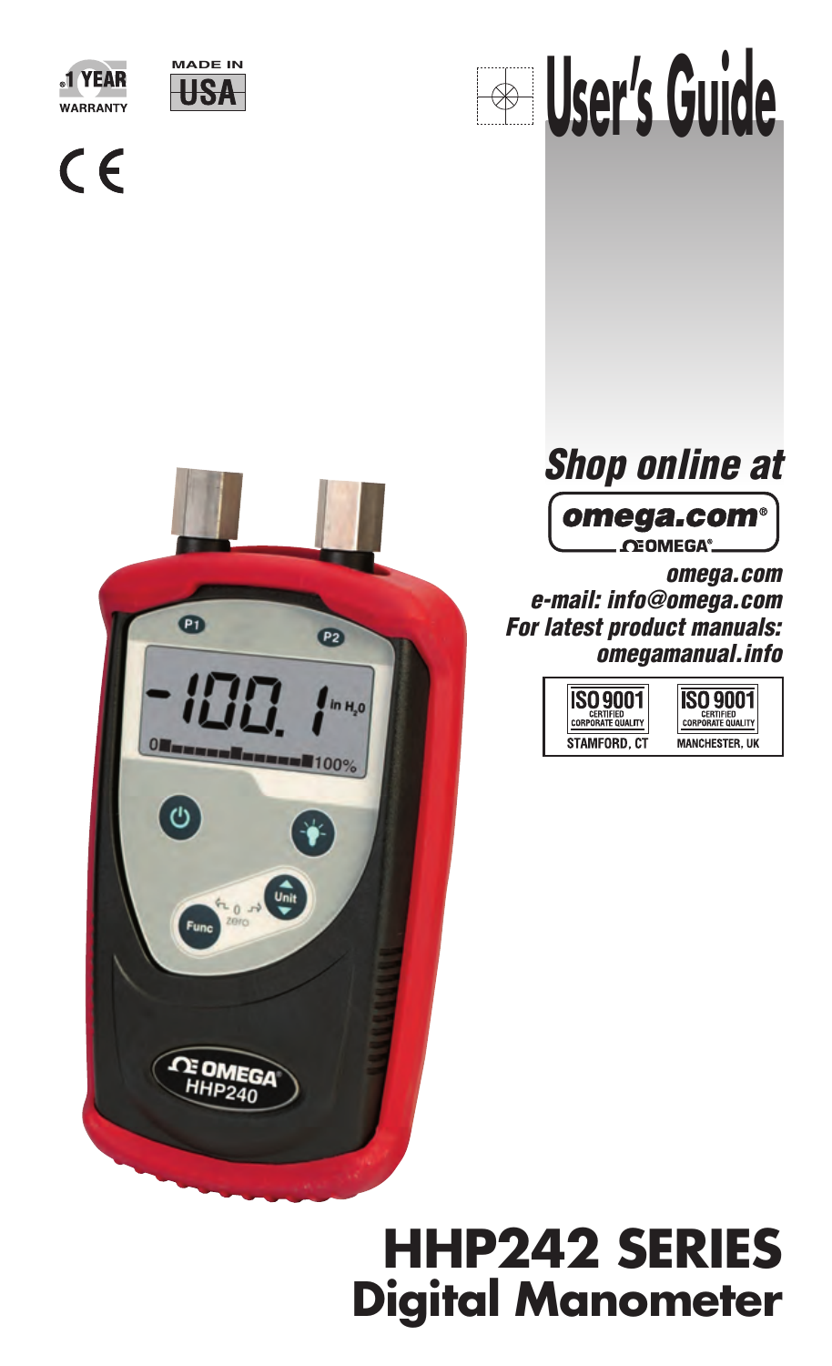1 YEAR WARRANTY

MADE IN USA

CE

# User's Guide

*Shop online at*

omega.com® OMEGA®

***omega.com***
***e-mail: info@omega.com***
***For latest product manuals:***
***omegamanual.info***

ISO 9001 CERTIFIED CORPORATE QUALITY STAMFORD, CT

ISO 9001 CERTIFIED CORPORATE QUALITY MANCHESTER, UK

# HHP242 SERIES
## Digital Manometer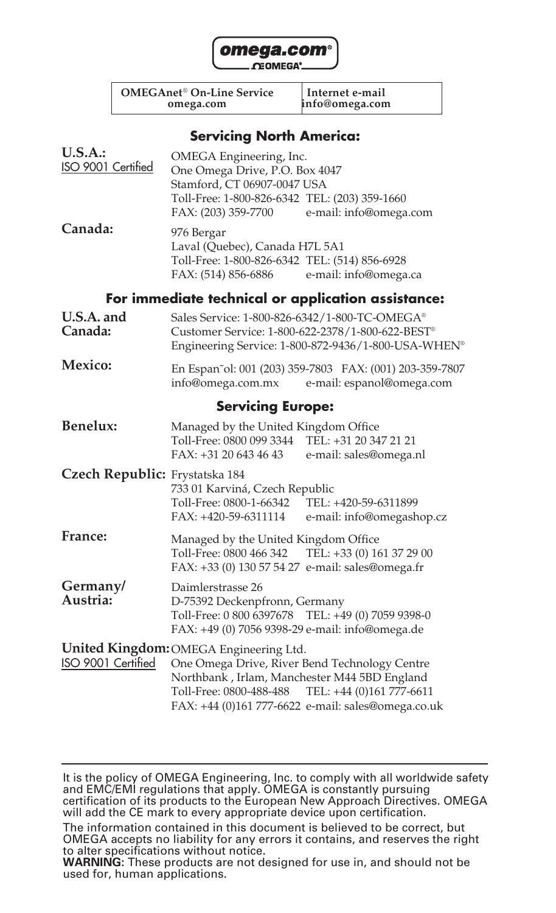**omega.com®**
**OMEGA®**

| OMEGAnet® On-Line Service<br>omega.com | Internet e-mail<br>info@omega.com |
|---|---|

## Servicing North America:

**U.S.A.:**
ISO 9001 Certified

OMEGA Engineering, Inc.
One Omega Drive, P.O. Box 4047
Stamford, CT 06907-0047 USA
Toll-Free: 1-800-826-6342 TEL: (203) 359-1660
FAX: (203) 359-7700 e-mail: info@omega.com

**Canada:**

976 Bergar
Laval (Quebec), Canada H7L 5A1
Toll-Free: 1-800-826-6342 TEL: (514) 856-6928
FAX: (514) 856-6886 e-mail: info@omega.ca

## For immediate technical or application assistance:

**U.S.A. and Canada:**

Sales Service: 1-800-826-6342/1-800-TC-OMEGA®
Customer Service: 1-800-622-2378/1-800-622-BEST®
Engineering Service: 1-800-872-9436/1-800-USA-WHEN®

**Mexico:**

En Espan˜ol: 001 (203) 359-7803 FAX: (001) 203-359-7807
info@omega.com.mx e-mail: espanol@omega.com

## Servicing Europe:

**Benelux:**

Managed by the United Kingdom Office
Toll-Free: 0800 099 3344 TEL: +31 20 347 21 21
FAX: +31 20 643 46 43 e-mail: sales@omega.nl

**Czech Republic:**

Frystatska 184
733 01 Karviná, Czech Republic
Toll-Free: 0800-1-66342 TEL: +420-59-6311899
FAX: +420-59-6311114 e-mail: info@omegashop.cz

**France:**

Managed by the United Kingdom Office
Toll-Free: 0800 466 342 TEL: +33 (0) 161 37 29 00
FAX: +33 (0) 130 57 54 27 e-mail: sales@omega.fr

**Germany/ Austria:**

Daimlerstrasse 26
D-75392 Deckenpfronn, Germany
Toll-Free: 0 800 6397678 TEL: +49 (0) 7059 9398-0
FAX: +49 (0) 7056 9398-29 e-mail: info@omega.de

**United Kingdom:**
ISO 9001 Certified

OMEGA Engineering Ltd.
One Omega Drive, River Bend Technology Centre
Northbank , Irlam, Manchester M44 5BD England
Toll-Free: 0800-488-488 TEL: +44 (0)161 777-6611
FAX: +44 (0)161 777-6622 e-mail: sales@omega.co.uk

---

It is the policy of OMEGA Engineering, Inc. to comply with all worldwide safety and EMC/EMI regulations that apply. OMEGA is constantly pursuing certification of its products to the European New Approach Directives. OMEGA will add the CE mark to every appropriate device upon certification.

The information contained in this document is believed to be correct, but OMEGA accepts no liability for any errors it contains, and reserves the right to alter specifications without notice.

**WARNING**: These products are not designed for use in, and should not be used for, human applications.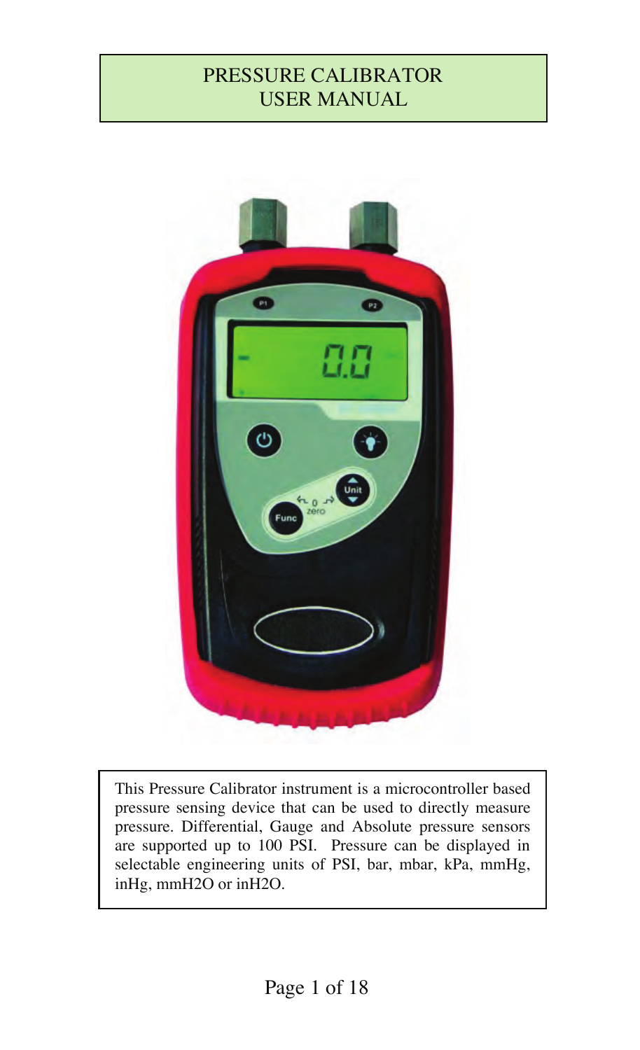# PRESSURE CALIBRATOR
# USER MANUAL

This Pressure Calibrator instrument is a microcontroller based pressure sensing device that can be used to directly measure pressure. Differential, Gauge and Absolute pressure sensors are supported up to 100 PSI. Pressure can be displayed in selectable engineering units of PSI, bar, mbar, kPa, mmHg, inHg, mmH2O or inH2O.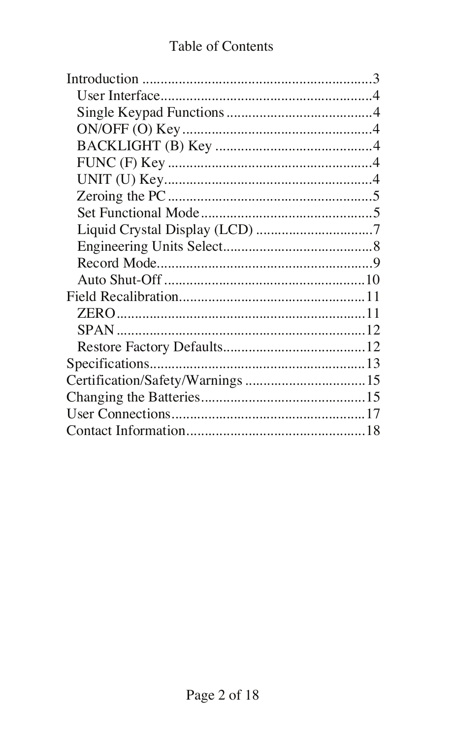# Table of Contents

- Introduction ..............................................................3
  - User Interface..........................................................4
  - Single Keypad Functions ........................................4
  - ON/OFF (O) Key....................................................4
  - BACKLIGHT (B) Key ............................................4
  - FUNC (F) Key ........................................................4
  - UNIT (U) Key.........................................................4
  - Zeroing the PC .......................................................5
  - Set Functional Mode...............................................5
  - Liquid Crystal Display (LCD) ................................7
  - Engineering Units Select.........................................8
  - Record Mode...........................................................9
  - Auto Shut-Off .......................................................10
- Field Recalibration...................................................11
  - ZERO....................................................................11
  - SPAN ....................................................................12
  - Restore Factory Defaults.......................................12
- Specifications...........................................................13
- Certification/Safety/Warnings .................................15
- Changing the Batteries.............................................15
- User Connections.....................................................17
- Contact Information.................................................18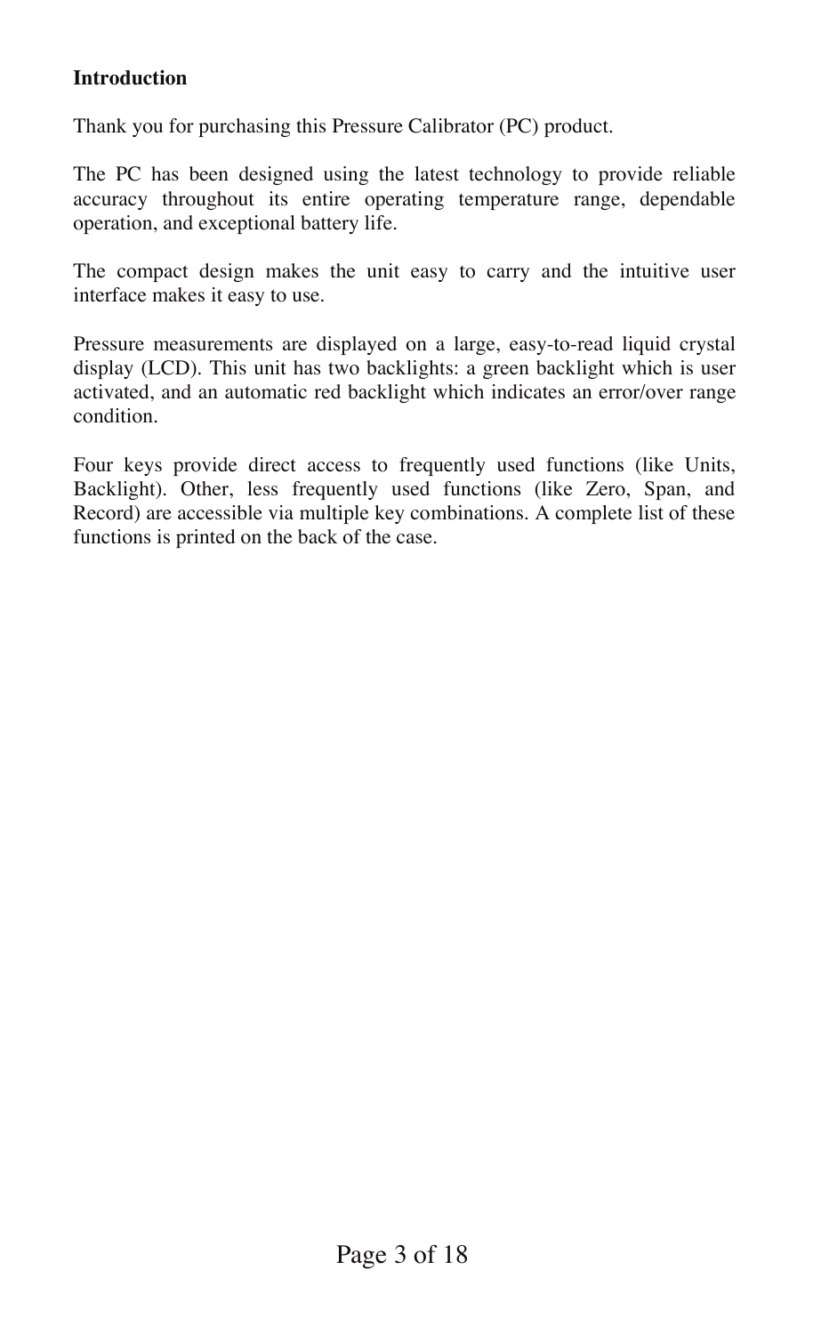**Introduction**

Thank you for purchasing this Pressure Calibrator (PC) product.

The PC has been designed using the latest technology to provide reliable accuracy throughout its entire operating temperature range, dependable operation, and exceptional battery life.

The compact design makes the unit easy to carry and the intuitive user interface makes it easy to use.

Pressure measurements are displayed on a large, easy-to-read liquid crystal display (LCD). This unit has two backlights: a green backlight which is user activated, and an automatic red backlight which indicates an error/over range condition.

Four keys provide direct access to frequently used functions (like Units, Backlight). Other, less frequently used functions (like Zero, Span, and Record) are accessible via multiple key combinations. A complete list of these functions is printed on the back of the case.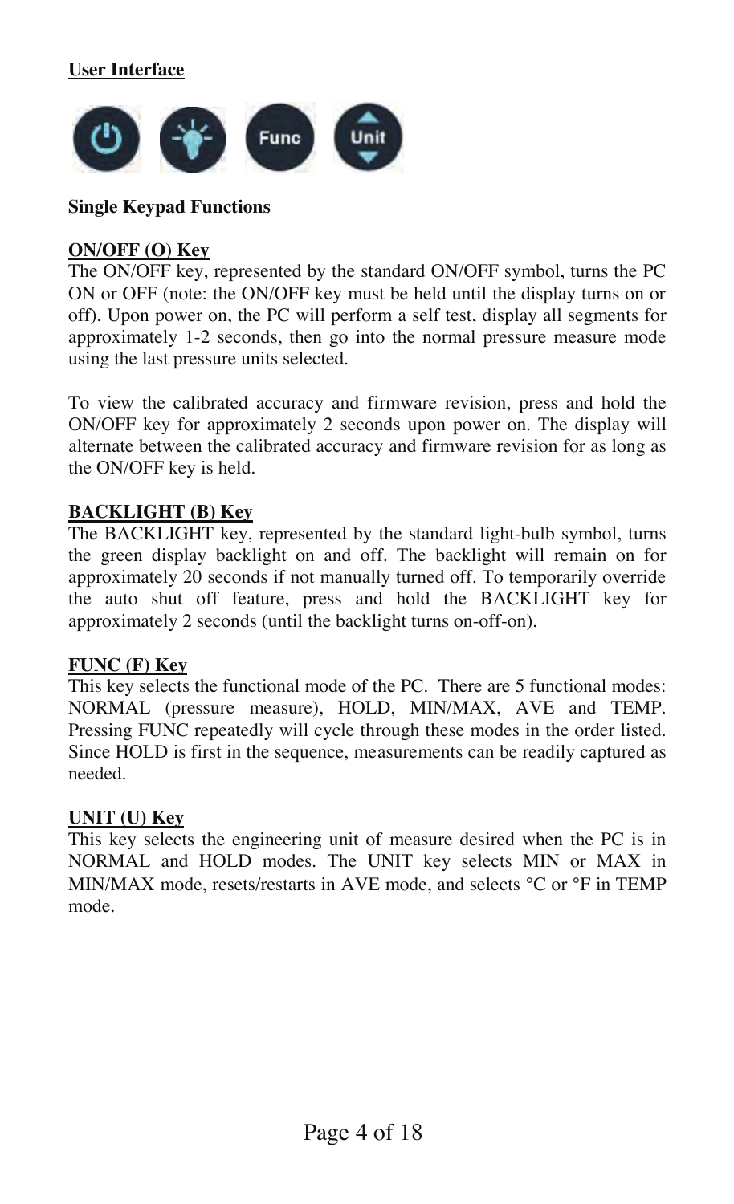**User Interface**

**Single Keypad Functions**

**ON/OFF (O) Key**

The ON/OFF key, represented by the standard ON/OFF symbol, turns the PC ON or OFF (note: the ON/OFF key must be held until the display turns on or off). Upon power on, the PC will perform a self test, display all segments for approximately 1-2 seconds, then go into the normal pressure measure mode using the last pressure units selected.

To view the calibrated accuracy and firmware revision, press and hold the ON/OFF key for approximately 2 seconds upon power on. The display will alternate between the calibrated accuracy and firmware revision for as long as the ON/OFF key is held.

**BACKLIGHT (B) Key**

The BACKLIGHT key, represented by the standard light-bulb symbol, turns the green display backlight on and off. The backlight will remain on for approximately 20 seconds if not manually turned off. To temporarily override the auto shut off feature, press and hold the BACKLIGHT key for approximately 2 seconds (until the backlight turns on-off-on).

**FUNC (F) Key**

This key selects the functional mode of the PC. There are 5 functional modes: NORMAL (pressure measure), HOLD, MIN/MAX, AVE and TEMP. Pressing FUNC repeatedly will cycle through these modes in the order listed. Since HOLD is first in the sequence, measurements can be readily captured as needed.

**UNIT (U) Key**

This key selects the engineering unit of measure desired when the PC is in NORMAL and HOLD modes. The UNIT key selects MIN or MAX in MIN/MAX mode, resets/restarts in AVE mode, and selects °C or °F in TEMP mode.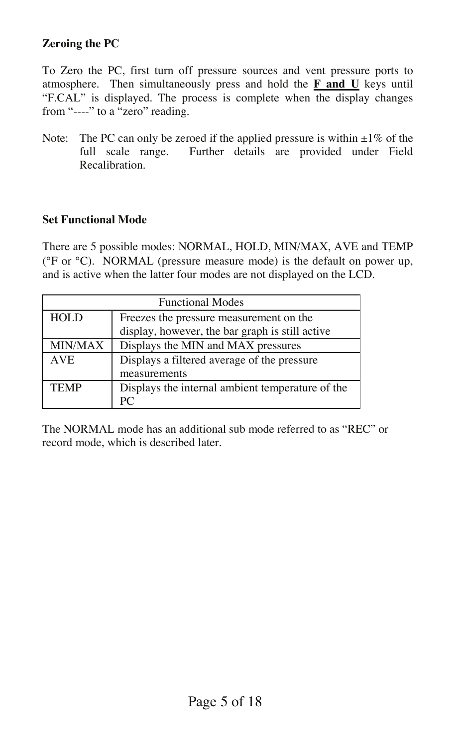**Zeroing the PC**

To Zero the PC, first turn off pressure sources and vent pressure ports to atmosphere. Then simultaneously press and hold the **F and U** keys until "F.CAL" is displayed. The process is complete when the display changes from "----" to a "zero" reading.

Note: The PC can only be zeroed if the applied pressure is within ±1% of the full scale range. Further details are provided under Field Recalibration.

**Set Functional Mode**

There are 5 possible modes: NORMAL, HOLD, MIN/MAX, AVE and TEMP (°F or °C). NORMAL (pressure measure mode) is the default on power up, and is active when the latter four modes are not displayed on the LCD.

| Functional Modes | |
|---|---|
| HOLD | Freezes the pressure measurement on the display, however, the bar graph is still active |
| MIN/MAX | Displays the MIN and MAX pressures |
| AVE | Displays a filtered average of the pressure measurements |
| TEMP | Displays the internal ambient temperature of the PC |

The NORMAL mode has an additional sub mode referred to as "REC" or record mode, which is described later.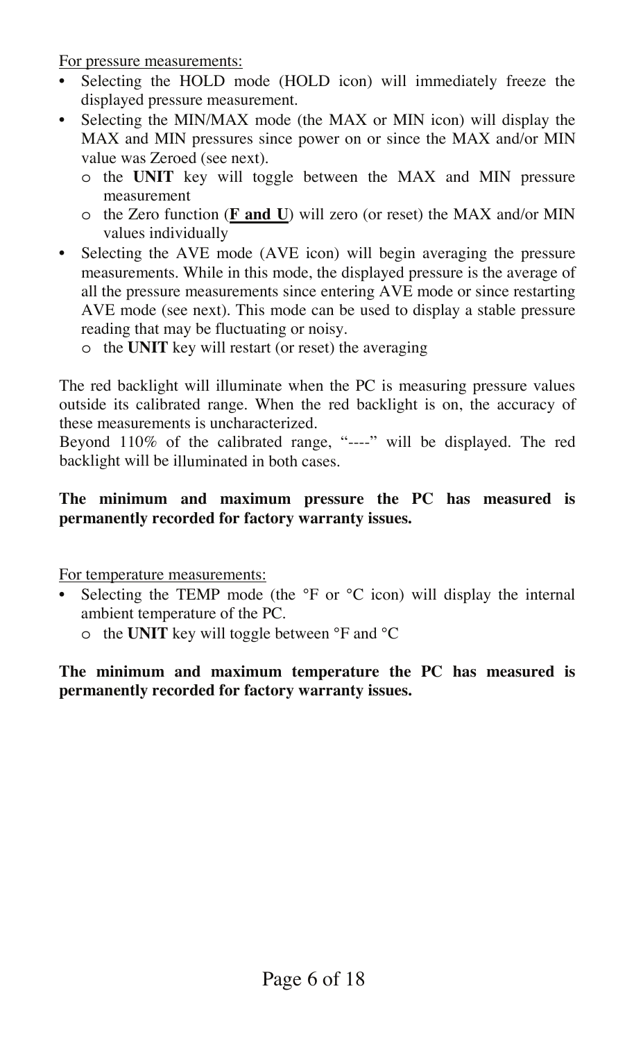For pressure measurements:

- Selecting the HOLD mode (HOLD icon) will immediately freeze the displayed pressure measurement.
- Selecting the MIN/MAX mode (the MAX or MIN icon) will display the MAX and MIN pressures since power on or since the MAX and/or MIN value was Zeroed (see next).
  - the **UNIT** key will toggle between the MAX and MIN pressure measurement
  - the Zero function (**F and U**) will zero (or reset) the MAX and/or MIN values individually
- Selecting the AVE mode (AVE icon) will begin averaging the pressure measurements. While in this mode, the displayed pressure is the average of all the pressure measurements since entering AVE mode or since restarting AVE mode (see next). This mode can be used to display a stable pressure reading that may be fluctuating or noisy.
  - the **UNIT** key will restart (or reset) the averaging

The red backlight will illuminate when the PC is measuring pressure values outside its calibrated range. When the red backlight is on, the accuracy of these measurements is uncharacterized.

Beyond 110% of the calibrated range, "----" will be displayed. The red backlight will be illuminated in both cases.

**The minimum and maximum pressure the PC has measured is permanently recorded for factory warranty issues.**

For temperature measurements:

- Selecting the TEMP mode (the °F or °C icon) will display the internal ambient temperature of the PC.
  - the **UNIT** key will toggle between °F and °C

**The minimum and maximum temperature the PC has measured is permanently recorded for factory warranty issues.**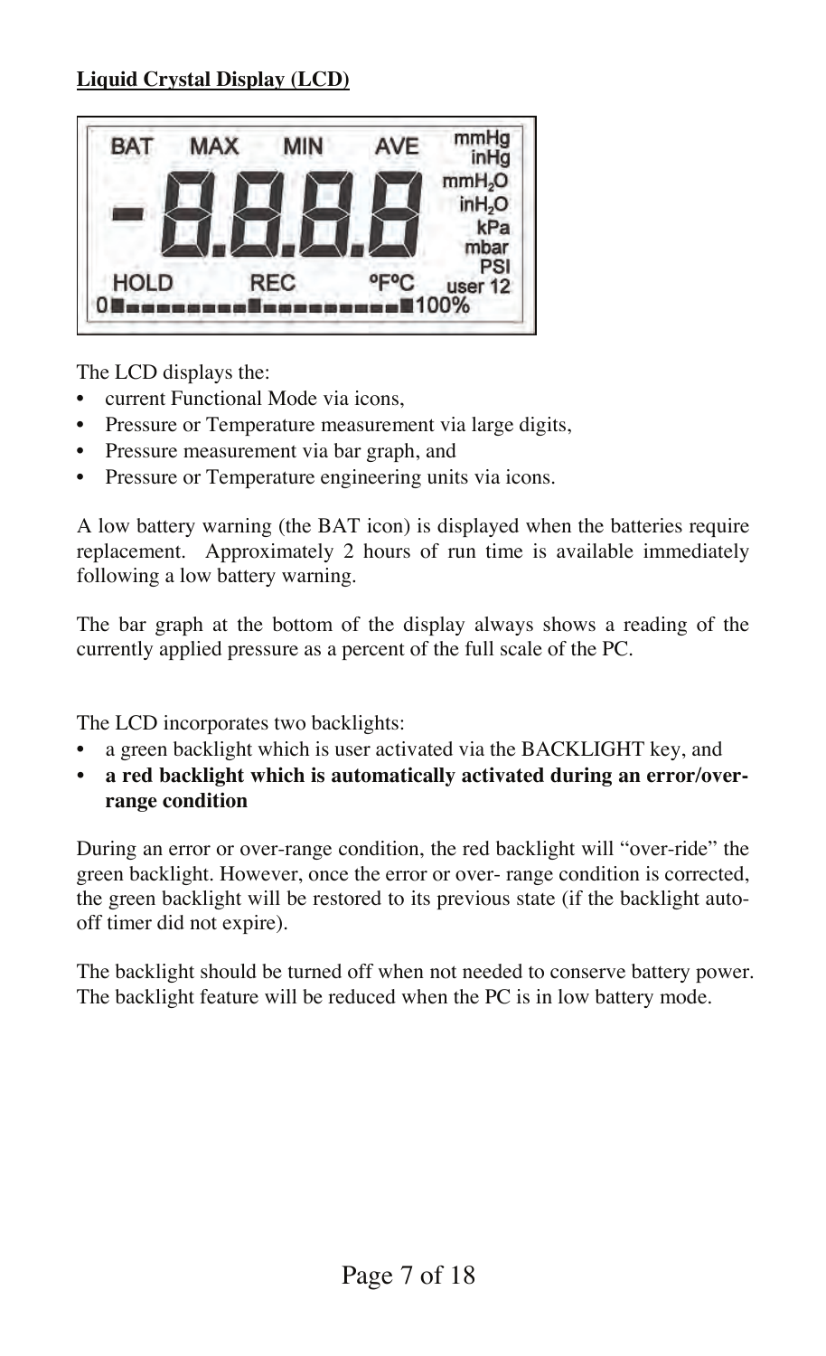**Liquid Crystal Display (LCD)**

The LCD displays the:

- current Functional Mode via icons,
- Pressure or Temperature measurement via large digits,
- Pressure measurement via bar graph, and
- Pressure or Temperature engineering units via icons.

A low battery warning (the BAT icon) is displayed when the batteries require replacement. Approximately 2 hours of run time is available immediately following a low battery warning.

The bar graph at the bottom of the display always shows a reading of the currently applied pressure as a percent of the full scale of the PC.

The LCD incorporates two backlights:

- a green backlight which is user activated via the BACKLIGHT key, and
- **a red backlight which is automatically activated during an error/over-range condition**

During an error or over-range condition, the red backlight will "over-ride" the green backlight. However, once the error or over- range condition is corrected, the green backlight will be restored to its previous state (if the backlight auto-off timer did not expire).

The backlight should be turned off when not needed to conserve battery power. The backlight feature will be reduced when the PC is in low battery mode.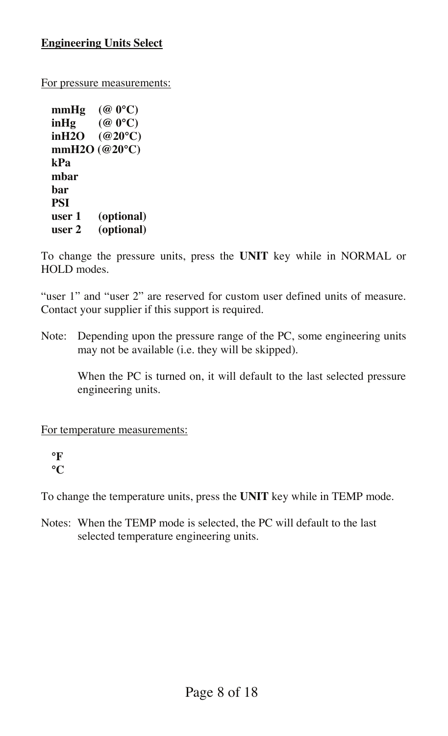**Engineering Units Select**

For pressure measurements:

**mmHg (@ 0°C)**
**inHg (@ 0°C)**
**inH2O (@20°C)**
**mmH2O (@20°C)**
**kPa**
**mbar**
**bar**
**PSI**
**user 1 (optional)**
**user 2 (optional)**

To change the pressure units, press the **UNIT** key while in NORMAL or HOLD modes.

"user 1" and "user 2" are reserved for custom user defined units of measure. Contact your supplier if this support is required.

Note: Depending upon the pressure range of the PC, some engineering units may not be available (i.e. they will be skipped).

When the PC is turned on, it will default to the last selected pressure engineering units.

For temperature measurements:

**°F**
**°C**

To change the temperature units, press the **UNIT** key while in TEMP mode.

Notes: When the TEMP mode is selected, the PC will default to the last selected temperature engineering units.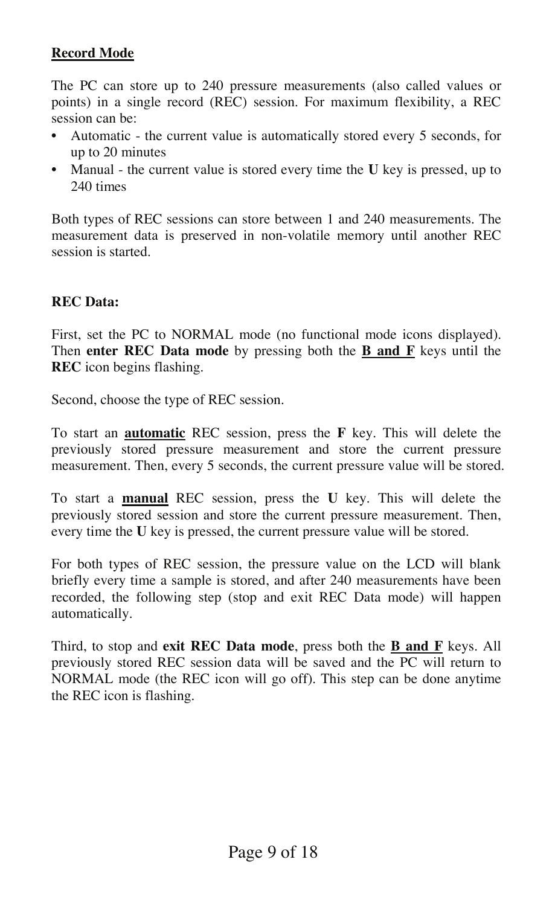## Record Mode

The PC can store up to 240 pressure measurements (also called values or points) in a single record (REC) session. For maximum flexibility, a REC session can be:

- Automatic - the current value is automatically stored every 5 seconds, for up to 20 minutes
- Manual - the current value is stored every time the **U** key is pressed, up to 240 times

Both types of REC sessions can store between 1 and 240 measurements. The measurement data is preserved in non-volatile memory until another REC session is started.

### REC Data:

First, set the PC to NORMAL mode (no functional mode icons displayed). Then **enter REC Data mode** by pressing both the **B and F** keys until the **REC** icon begins flashing.

Second, choose the type of REC session.

To start an **automatic** REC session, press the **F** key. This will delete the previously stored pressure measurement and store the current pressure measurement. Then, every 5 seconds, the current pressure value will be stored.

To start a **manual** REC session, press the **U** key. This will delete the previously stored session and store the current pressure measurement. Then, every time the **U** key is pressed, the current pressure value will be stored.

For both types of REC session, the pressure value on the LCD will blank briefly every time a sample is stored, and after 240 measurements have been recorded, the following step (stop and exit REC Data mode) will happen automatically.

Third, to stop and **exit REC Data mode**, press both the **B and F** keys. All previously stored REC session data will be saved and the PC will return to NORMAL mode (the REC icon will go off). This step can be done anytime the REC icon is flashing.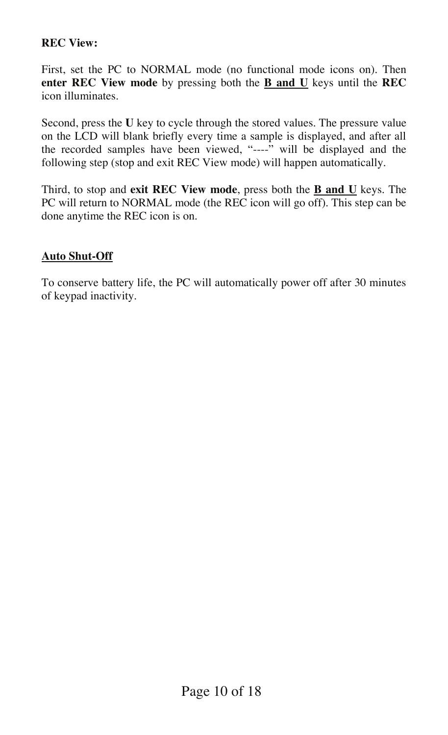**REC View:**

First, set the PC to NORMAL mode (no functional mode icons on). Then **enter REC View mode** by pressing both the <u>**B and U**</u> keys until the **REC** icon illuminates.

Second, press the **U** key to cycle through the stored values. The pressure value on the LCD will blank briefly every time a sample is displayed, and after all the recorded samples have been viewed, "----" will be displayed and the following step (stop and exit REC View mode) will happen automatically.

Third, to stop and **exit REC View mode**, press both the <u>**B and U**</u> keys. The PC will return to NORMAL mode (the REC icon will go off). This step can be done anytime the REC icon is on.

<u>**Auto Shut-Off**</u>

To conserve battery life, the PC will automatically power off after 30 minutes of keypad inactivity.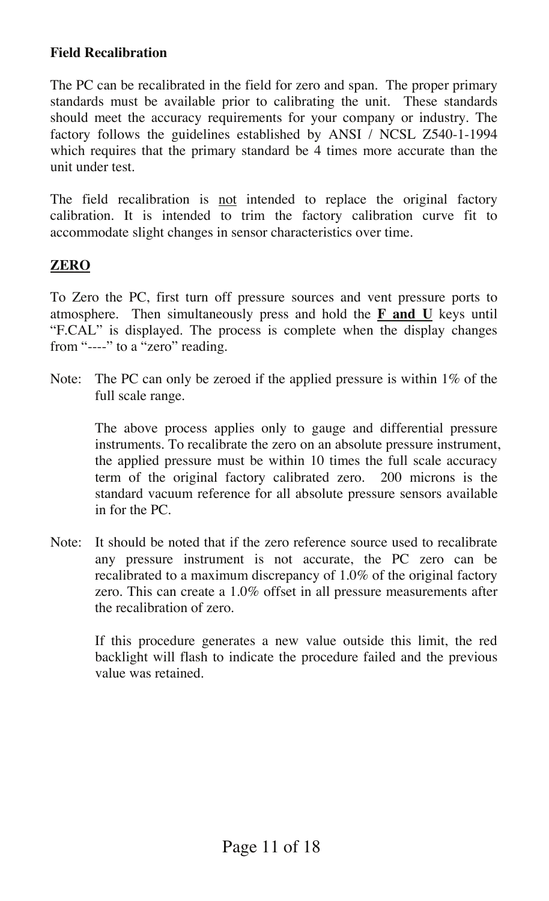**Field Recalibration**

The PC can be recalibrated in the field for zero and span. The proper primary standards must be available prior to calibrating the unit. These standards should meet the accuracy requirements for your company or industry. The factory follows the guidelines established by ANSI / NCSL Z540-1-1994 which requires that the primary standard be 4 times more accurate than the unit under test.

The field recalibration is <u>not</u> intended to replace the original factory calibration. It is intended to trim the factory calibration curve fit to accommodate slight changes in sensor characteristics over time.

## <u>ZERO</u>

To Zero the PC, first turn off pressure sources and vent pressure ports to atmosphere. Then simultaneously press and hold the <u>**F and U**</u> keys until "F.CAL" is displayed. The process is complete when the display changes from "----" to a "zero" reading.

Note: The PC can only be zeroed if the applied pressure is within 1% of the full scale range.

The above process applies only to gauge and differential pressure instruments. To recalibrate the zero on an absolute pressure instrument, the applied pressure must be within 10 times the full scale accuracy term of the original factory calibrated zero. 200 microns is the standard vacuum reference for all absolute pressure sensors available in for the PC.

Note: It should be noted that if the zero reference source used to recalibrate any pressure instrument is not accurate, the PC zero can be recalibrated to a maximum discrepancy of 1.0% of the original factory zero. This can create a 1.0% offset in all pressure measurements after the recalibration of zero.

If this procedure generates a new value outside this limit, the red backlight will flash to indicate the procedure failed and the previous value was retained.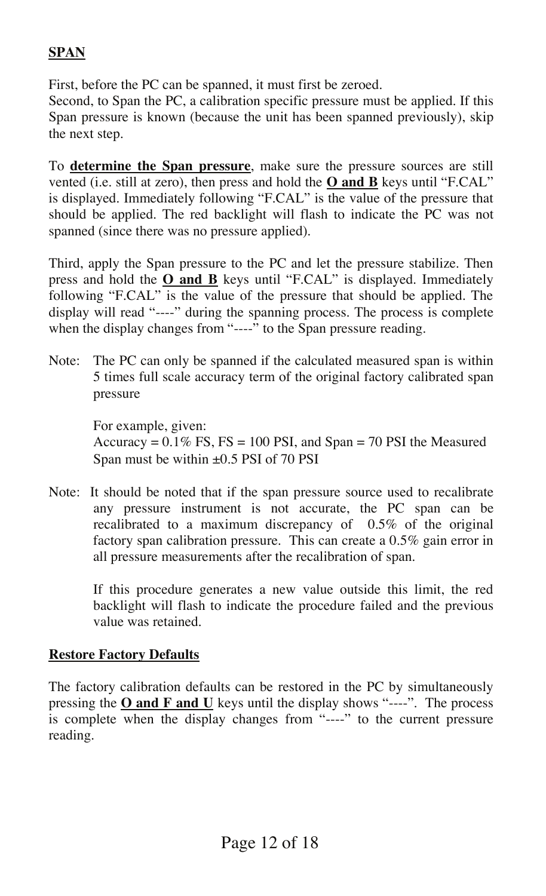## **SPAN**

First, before the PC can be spanned, it must first be zeroed.
Second, to Span the PC, a calibration specific pressure must be applied. If this Span pressure is known (because the unit has been spanned previously), skip the next step.

To **determine the Span pressure**, make sure the pressure sources are still vented (i.e. still at zero), then press and hold the **O and B** keys until "F.CAL" is displayed. Immediately following "F.CAL" is the value of the pressure that should be applied. The red backlight will flash to indicate the PC was not spanned (since there was no pressure applied).

Third, apply the Span pressure to the PC and let the pressure stabilize. Then press and hold the **O and B** keys until "F.CAL" is displayed. Immediately following "F.CAL" is the value of the pressure that should be applied. The display will read "----" during the spanning process. The process is complete when the display changes from "----" to the Span pressure reading.

Note: The PC can only be spanned if the calculated measured span is within 5 times full scale accuracy term of the original factory calibrated span pressure

For example, given:
Accuracy = 0.1% FS, FS = 100 PSI, and Span = 70 PSI the Measured Span must be within ±0.5 PSI of 70 PSI

Note: It should be noted that if the span pressure source used to recalibrate any pressure instrument is not accurate, the PC span can be recalibrated to a maximum discrepancy of 0.5% of the original factory span calibration pressure. This can create a 0.5% gain error in all pressure measurements after the recalibration of span.

If this procedure generates a new value outside this limit, the red backlight will flash to indicate the procedure failed and the previous value was retained.

## **Restore Factory Defaults**

The factory calibration defaults can be restored in the PC by simultaneously pressing the **O and F and U** keys until the display shows "----". The process is complete when the display changes from "----" to the current pressure reading.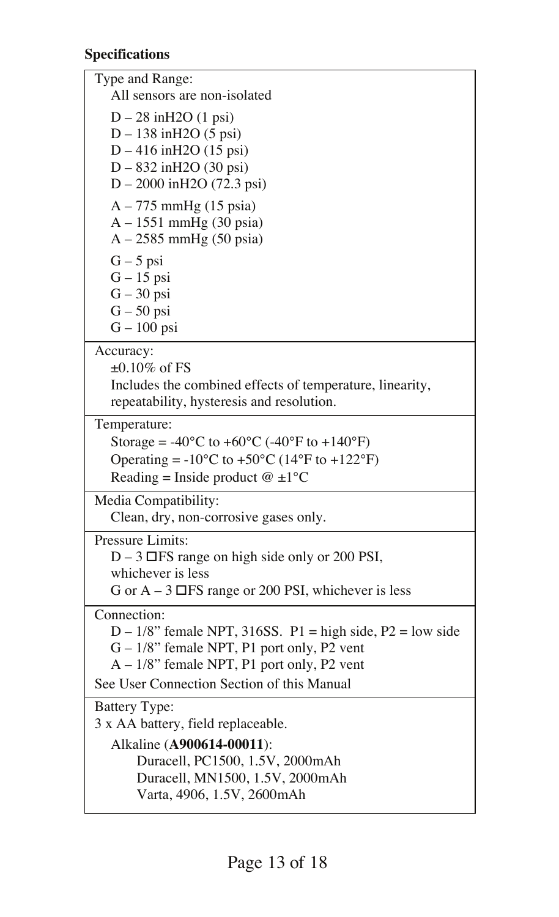**Specifications**

| |
|---|
| Type and Range:<br>All sensors are non-isolated<br><br>D – 28 inH2O (1 psi)<br>D – 138 inH2O (5 psi)<br>D – 416 inH2O (15 psi)<br>D – 832 inH2O (30 psi)<br>D – 2000 inH2O (72.3 psi)<br><br>A – 775 mmHg (15 psia)<br>A – 1551 mmHg (30 psia)<br>A – 2585 mmHg (50 psia)<br><br>G – 5 psi<br>G – 15 psi<br>G – 30 psi<br>G – 50 psi<br>G – 100 psi |
| Accuracy:<br>±0.10% of FS<br>Includes the combined effects of temperature, linearity, repeatability, hysteresis and resolution. |
| Temperature:<br>Storage = -40°C to +60°C (-40°F to +140°F)<br>Operating = -10°C to +50°C (14°F to +122°F)<br>Reading = Inside product @ ±1°C |
| Media Compatibility:<br>Clean, dry, non-corrosive gases only. |
| Pressure Limits:<br>D – 3 □FS range on high side only or 200 PSI, whichever is less<br>G or A – 3 □FS range or 200 PSI, whichever is less |
| Connection:<br>D – 1/8" female NPT, 316SS. P1 = high side, P2 = low side<br>G – 1/8" female NPT, P1 port only, P2 vent<br>A – 1/8" female NPT, P1 port only, P2 vent<br>See User Connection Section of this Manual |
| Battery Type:<br>3 x AA battery, field replaceable.<br>Alkaline (**A900614-00011**):<br>Duracell, PC1500, 1.5V, 2000mAh<br>Duracell, MN1500, 1.5V, 2000mAh<br>Varta, 4906, 1.5V, 2600mAh |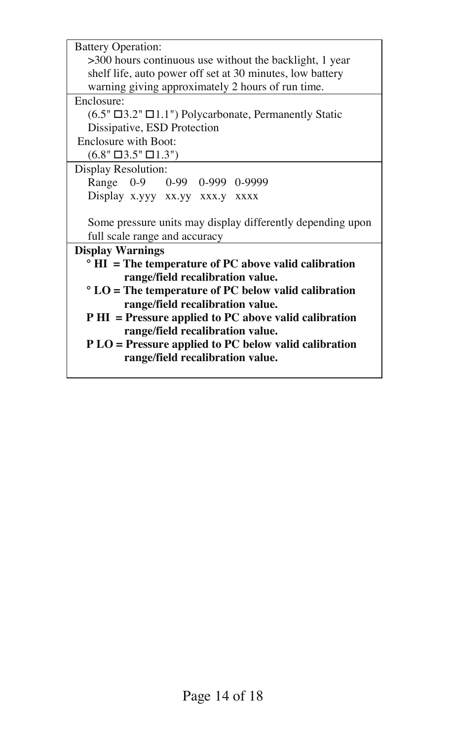Battery Operation:

>300 hours continuous use without the backlight, 1 year shelf life, auto power off set at 30 minutes, low battery warning giving approximately 2 hours of run time.

Enclosure:

(6.5" □3.2" □1.1") Polycarbonate, Permanently Static Dissipative, ESD Protection

Enclosure with Boot:

(6.8" □3.5" □1.3")

Display Resolution:

| Range | 0-9 | 0-99 | 0-999 | 0-9999 |
|---|---|---|---|---|
| Display | x.yyy | xx.yy | xxx.y | xxxx |

Some pressure units may display differently depending upon full scale range and accuracy

**Display Warnings**

- **° HI = The temperature of PC above valid calibration range/field recalibration value.**
- **° LO = The temperature of PC below valid calibration range/field recalibration value.**
- **P HI = Pressure applied to PC above valid calibration range/field recalibration value.**
- **P LO = Pressure applied to PC below valid calibration range/field recalibration value.**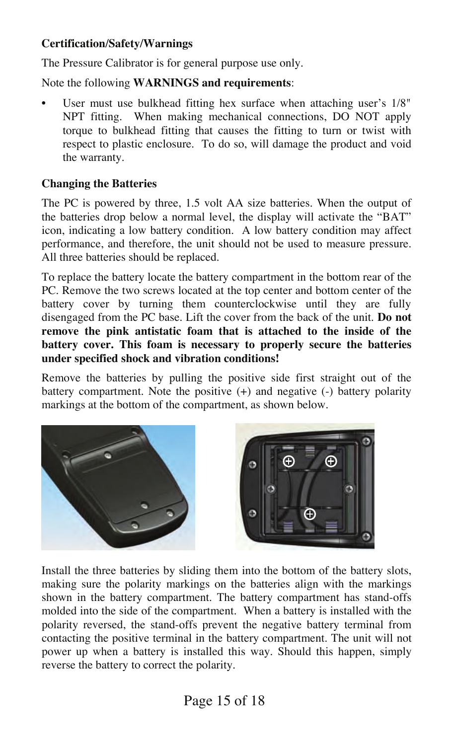**Certification/Safety/Warnings**

The Pressure Calibrator is for general purpose use only.

Note the following **WARNINGS and requirements**:

- User must use bulkhead fitting hex surface when attaching user's 1/8" NPT fitting. When making mechanical connections, DO NOT apply torque to bulkhead fitting that causes the fitting to turn or twist with respect to plastic enclosure. To do so, will damage the product and void the warranty.

**Changing the Batteries**

The PC is powered by three, 1.5 volt AA size batteries. When the output of the batteries drop below a normal level, the display will activate the "BAT" icon, indicating a low battery condition. A low battery condition may affect performance, and therefore, the unit should not be used to measure pressure. All three batteries should be replaced.

To replace the battery locate the battery compartment in the bottom rear of the PC. Remove the two screws located at the top center and bottom center of the battery cover by turning them counterclockwise until they are fully disengaged from the PC base. Lift the cover from the back of the unit. **Do not remove the pink antistatic foam that is attached to the inside of the battery cover. This foam is necessary to properly secure the batteries under specified shock and vibration conditions!**

Remove the batteries by pulling the positive side first straight out of the battery compartment. Note the positive (+) and negative (-) battery polarity markings at the bottom of the compartment, as shown below.

Install the three batteries by sliding them into the bottom of the battery slots, making sure the polarity markings on the batteries align with the markings shown in the battery compartment. The battery compartment has stand-offs molded into the side of the compartment. When a battery is installed with the polarity reversed, the stand-offs prevent the negative battery terminal from contacting the positive terminal in the battery compartment. The unit will not power up when a battery is installed this way. Should this happen, simply reverse the battery to correct the polarity.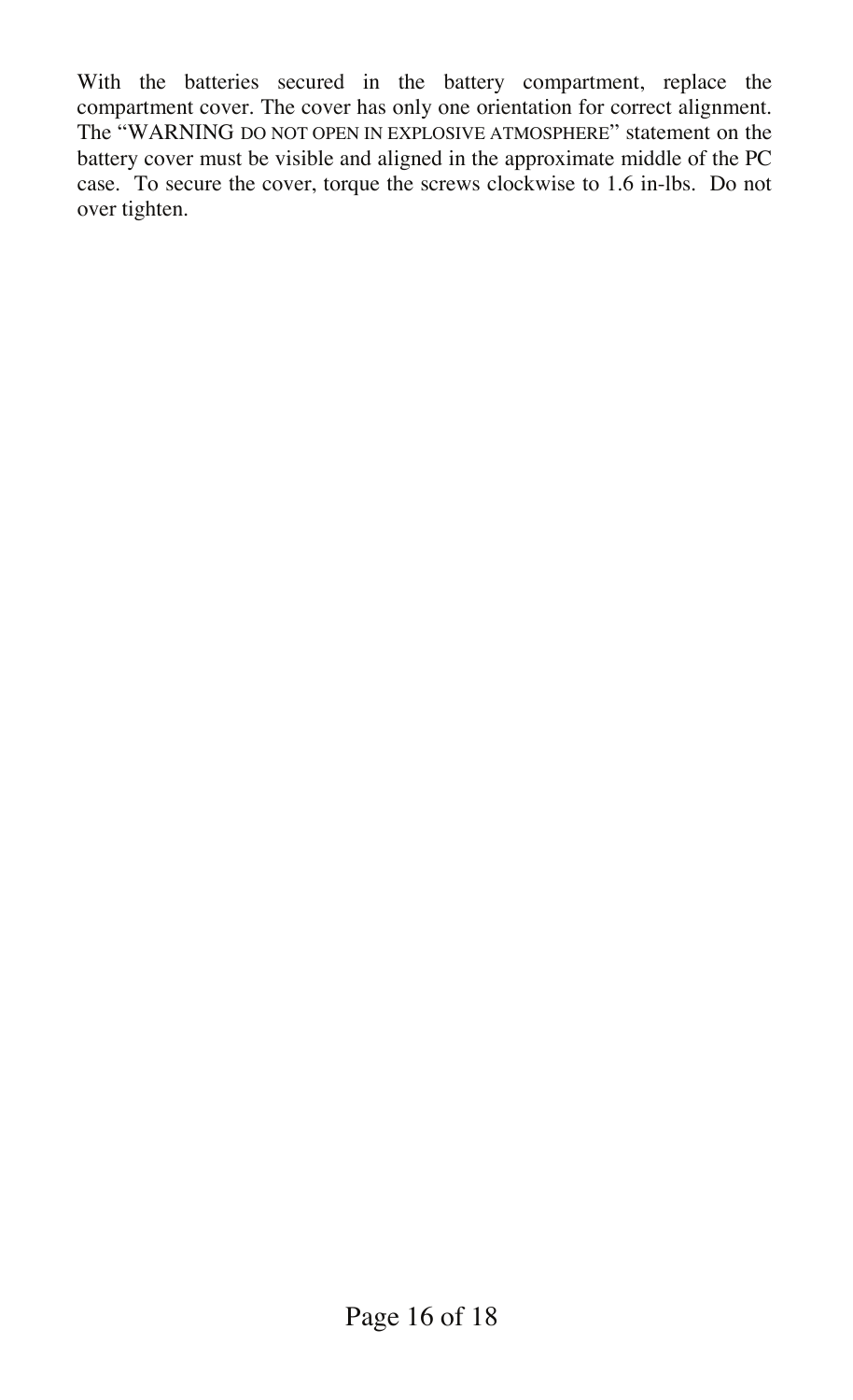With the batteries secured in the battery compartment, replace the compartment cover. The cover has only one orientation for correct alignment. The "WARNING DO NOT OPEN IN EXPLOSIVE ATMOSPHERE" statement on the battery cover must be visible and aligned in the approximate middle of the PC case. To secure the cover, torque the screws clockwise to 1.6 in-lbs. Do not over tighten.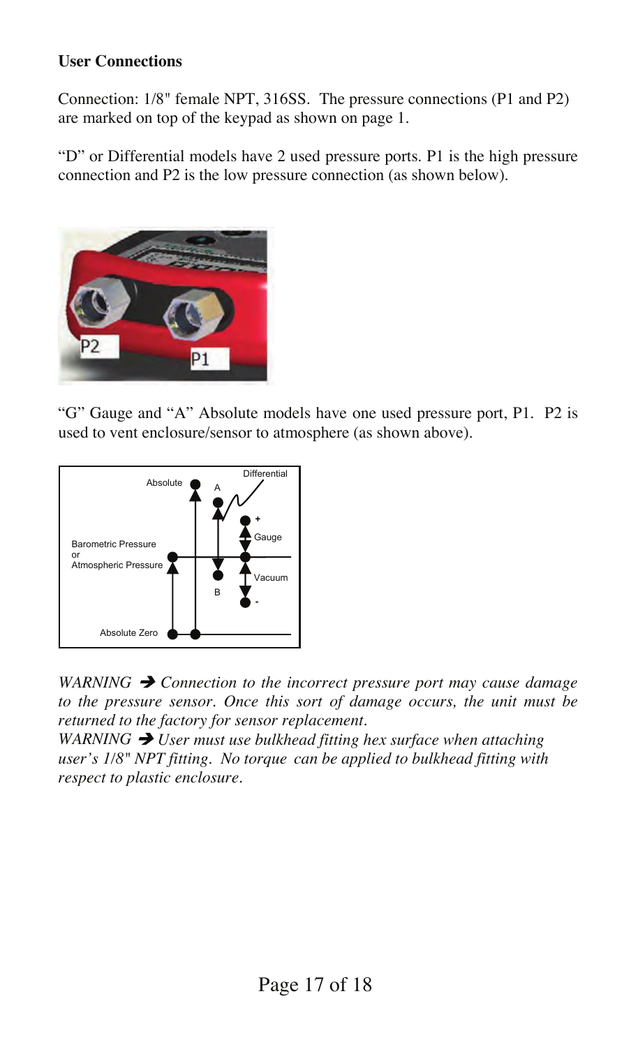**User Connections**

Connection: 1/8" female NPT, 316SS. The pressure connections (P1 and P2) are marked on top of the keypad as shown on page 1.

"D" or Differential models have 2 used pressure ports. P1 is the high pressure connection and P2 is the low pressure connection (as shown below).

"G" Gauge and "A" Absolute models have one used pressure port, P1. P2 is used to vent enclosure/sensor to atmosphere (as shown above).

*WARNING → Connection to the incorrect pressure port may cause damage to the pressure sensor. Once this sort of damage occurs, the unit must be returned to the factory for sensor replacement.*
*WARNING → User must use bulkhead fitting hex surface when attaching user's 1/8" NPT fitting. No torque can be applied to bulkhead fitting with respect to plastic enclosure.*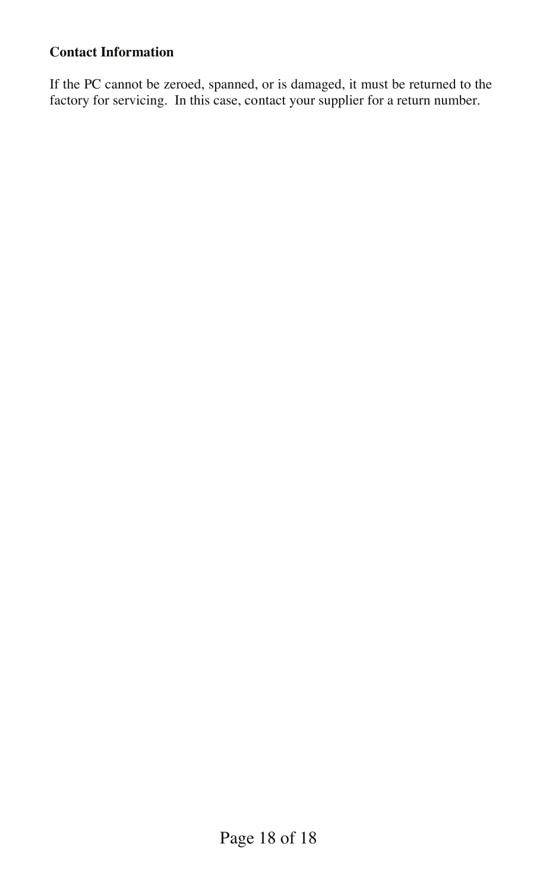**Contact Information**

If the PC cannot be zeroed, spanned, or is damaged, it must be returned to the factory for servicing. In this case, contact your supplier for a return number.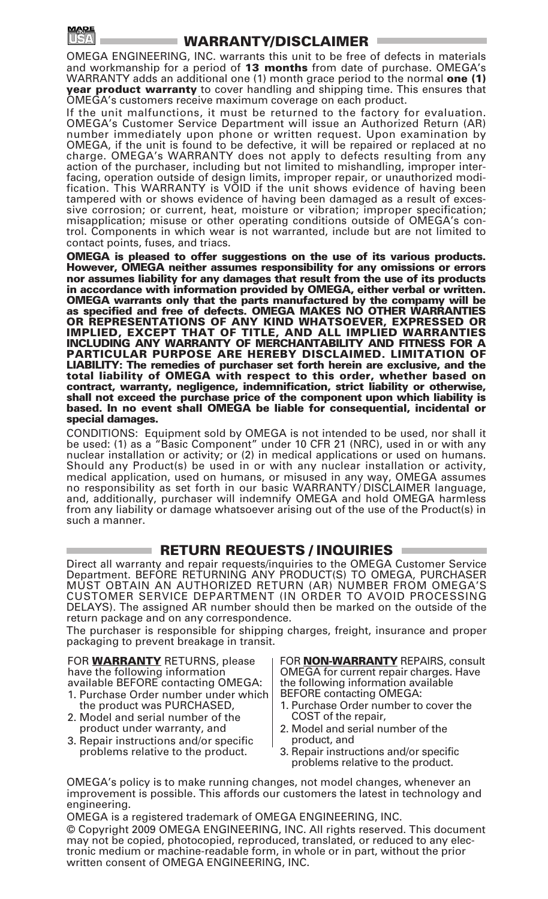## WARRANTY/DISCLAIMER

OMEGA ENGINEERING, INC. warrants this unit to be free of defects in materials and workmanship for a period of **13 months** from date of purchase. OMEGA's WARRANTY adds an additional one (1) month grace period to the normal **one (1) year product warranty** to cover handling and shipping time. This ensures that OMEGA's customers receive maximum coverage on each product.

If the unit malfunctions, it must be returned to the factory for evaluation. OMEGA's Customer Service Department will issue an Authorized Return (AR) number immediately upon phone or written request. Upon examination by OMEGA, if the unit is found to be defective, it will be repaired or replaced at no charge. OMEGA's WARRANTY does not apply to defects resulting from any action of the purchaser, including but not limited to mishandling, improper interfacing, operation outside of design limits, improper repair, or unauthorized modification. This WARRANTY is VOID if the unit shows evidence of having been tampered with or shows evidence of having been damaged as a result of excessive corrosion; or current, heat, moisture or vibration; improper specification; misapplication; misuse or other operating conditions outside of OMEGA's control. Components in which wear is not warranted, include but are not limited to contact points, fuses, and triacs.

**OMEGA is pleased to offer suggestions on the use of its various products. However, OMEGA neither assumes responsibility for any omissions or errors nor assumes liability for any damages that result from the use of its products in accordance with information provided by OMEGA, either verbal or written. OMEGA warrants only that the parts manufactured by the compamy will be as specified and free of defects. OMEGA MAKES NO OTHER WARRANTIES OR REPRESENTATIONS OF ANY KIND WHATSOEVER, EXPRESSED OR IMPLIED, EXCEPT THAT OF TITLE, AND ALL IMPLIED WARRANTIES INCLUDING ANY WARRANTY OF MERCHANTABILITY AND FITNESS FOR A PARTICULAR PURPOSE ARE HEREBY DISCLAIMED. LIMITATION OF LIABILITY: The remedies of purchaser set forth herein are exclusive, and the total liability of OMEGA with respect to this order, whether based on contract, warranty, negligence, indemnification, strict liability or otherwise, shall not exceed the purchase price of the component upon which liability is based. In no event shall OMEGA be liable for consequential, incidental or special damages.**

CONDITIONS: Equipment sold by OMEGA is not intended to be used, nor shall it be used: (1) as a "Basic Component" under 10 CFR 21 (NRC), used in or with any nuclear installation or activity; or (2) in medical applications or used on humans. Should any Product(s) be used in or with any nuclear installation or activity, medical application, used on humans, or misused in any way, OMEGA assumes no responsibility as set forth in our basic WARRANTY/DISCLAIMER language, and, additionally, purchaser will indemnify OMEGA and hold OMEGA harmless from any liability or damage whatsoever arising out of the use of the Product(s) in such a manner.

## RETURN REQUESTS / INQUIRIES

Direct all warranty and repair requests/inquiries to the OMEGA Customer Service Department. BEFORE RETURNING ANY PRODUCT(S) TO OMEGA, PURCHASER MUST OBTAIN AN AUTHORIZED RETURN (AR) NUMBER FROM OMEGA'S CUSTOMER SERVICE DEPARTMENT (IN ORDER TO AVOID PROCESSING DELAYS). The assigned AR number should then be marked on the outside of the return package and on any correspondence.

The purchaser is responsible for shipping charges, freight, insurance and proper packaging to prevent breakage in transit.

FOR **WARRANTY** RETURNS, please have the following information available BEFORE contacting OMEGA:

1. Purchase Order number under which the product was PURCHASED,
2. Model and serial number of the product under warranty, and
3. Repair instructions and/or specific problems relative to the product.

FOR **NON-WARRANTY** REPAIRS, consult OMEGA for current repair charges. Have the following information available BEFORE contacting OMEGA:

1. Purchase Order number to cover the COST of the repair,
2. Model and serial number of the product, and
3. Repair instructions and/or specific problems relative to the product.

OMEGA's policy is to make running changes, not model changes, whenever an improvement is possible. This affords our customers the latest in technology and engineering.

OMEGA is a registered trademark of OMEGA ENGINEERING, INC.

© Copyright 2009 OMEGA ENGINEERING, INC. All rights reserved. This document may not be copied, photocopied, reproduced, translated, or reduced to any electronic medium or machine-readable form, in whole or in part, without the prior written consent of OMEGA ENGINEERING, INC.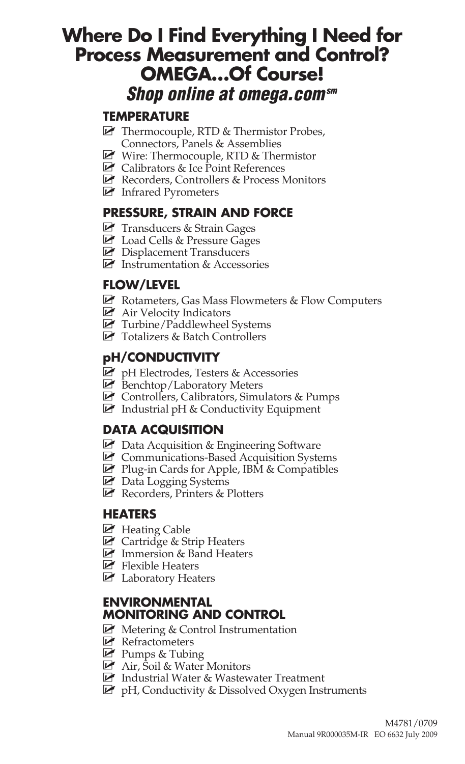# Where Do I Find Everything I Need for Process Measurement and Control? OMEGA...Of Course!

***Shop online at omega.com***^sm^

## TEMPERATURE

- Thermocouple, RTD & Thermistor Probes, Connectors, Panels & Assemblies
- Wire: Thermocouple, RTD & Thermistor
- Calibrators & Ice Point References
- Recorders, Controllers & Process Monitors
- Infrared Pyrometers

## PRESSURE, STRAIN AND FORCE

- Transducers & Strain Gages
- Load Cells & Pressure Gages
- Displacement Transducers
- Instrumentation & Accessories

## FLOW/LEVEL

- Rotameters, Gas Mass Flowmeters & Flow Computers
- Air Velocity Indicators
- Turbine/Paddlewheel Systems
- Totalizers & Batch Controllers

## pH/CONDUCTIVITY

- pH Electrodes, Testers & Accessories
- Benchtop/Laboratory Meters
- Controllers, Calibrators, Simulators & Pumps
- Industrial pH & Conductivity Equipment

## DATA ACQUISITION

- Data Acquisition & Engineering Software
- Communications-Based Acquisition Systems
- Plug-in Cards for Apple, IBM & Compatibles
- Data Logging Systems
- Recorders, Printers & Plotters

## HEATERS

- Heating Cable
- Cartridge & Strip Heaters
- Immersion & Band Heaters
- Flexible Heaters
- Laboratory Heaters

## ENVIRONMENTAL MONITORING AND CONTROL

- Metering & Control Instrumentation
- Refractometers
- Pumps & Tubing
- Air, Soil & Water Monitors
- Industrial Water & Wastewater Treatment
- pH, Conductivity & Dissolved Oxygen Instruments

M4781/0709

Manual 9R000035M-IR EO 6632 July 2009